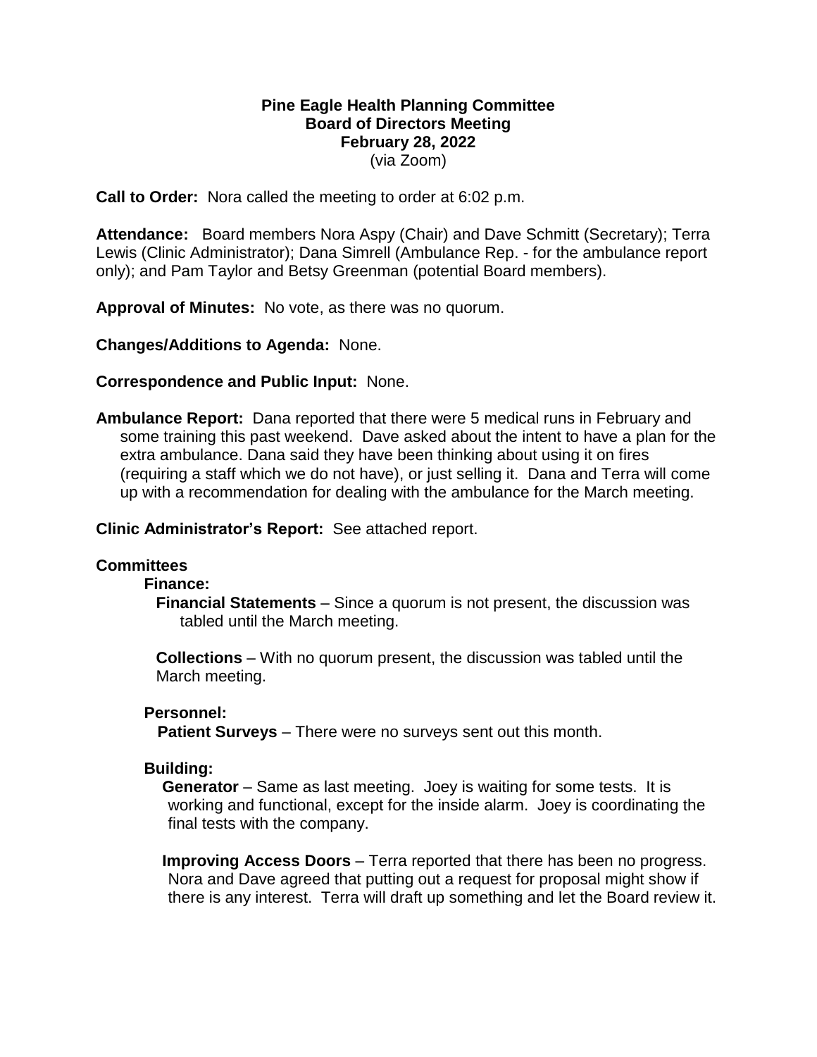**Pine Eagle Health Planning Committee**
**Board of Directors Meeting**
**February 28, 2022**
(via Zoom)

**Call to Order:** Nora called the meeting to order at 6:02 p.m.

**Attendance:** Board members Nora Aspy (Chair) and Dave Schmitt (Secretary); Terra Lewis (Clinic Administrator); Dana Simrell (Ambulance Rep. - for the ambulance report only); and Pam Taylor and Betsy Greenman (potential Board members).

**Approval of Minutes:** No vote, as there was no quorum.

**Changes/Additions to Agenda:** None.

**Correspondence and Public Input:** None.

**Ambulance Report:** Dana reported that there were 5 medical runs in February and some training this past weekend. Dave asked about the intent to have a plan for the extra ambulance. Dana said they have been thinking about using it on fires (requiring a staff which we do not have), or just selling it. Dana and Terra will come up with a recommendation for dealing with the ambulance for the March meeting.

**Clinic Administrator's Report:** See attached report.

**Committees**

**Finance:**

**Financial Statements** – Since a quorum is not present, the discussion was tabled until the March meeting.

**Collections** – With no quorum present, the discussion was tabled until the March meeting.

**Personnel:**

**Patient Surveys** – There were no surveys sent out this month.

**Building:**

**Generator** – Same as last meeting. Joey is waiting for some tests. It is working and functional, except for the inside alarm. Joey is coordinating the final tests with the company.

**Improving Access Doors** – Terra reported that there has been no progress. Nora and Dave agreed that putting out a request for proposal might show if there is any interest. Terra will draft up something and let the Board review it.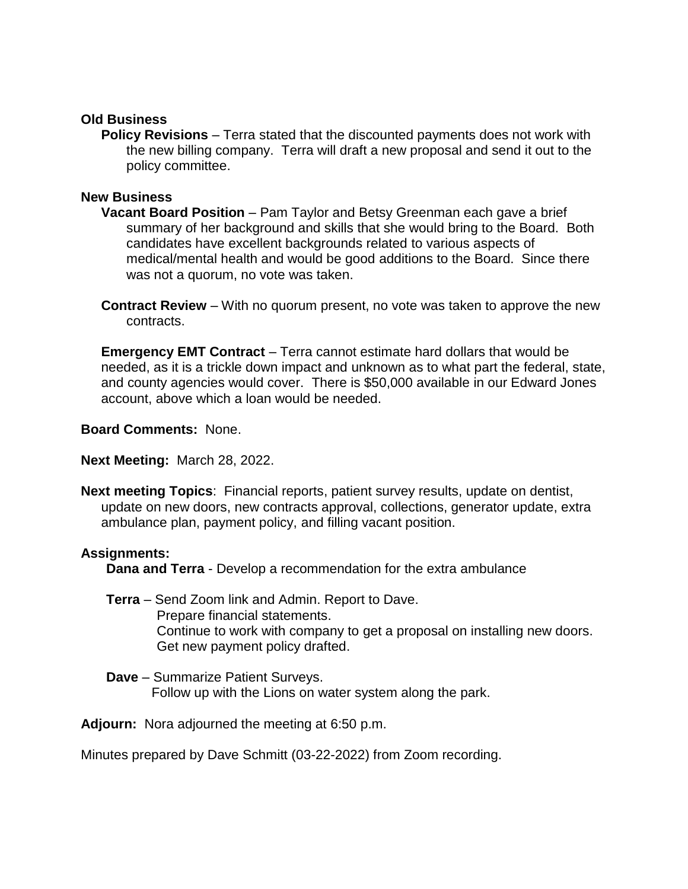**Old Business**

**Policy Revisions** – Terra stated that the discounted payments does not work with the new billing company. Terra will draft a new proposal and send it out to the policy committee.

**New Business**

**Vacant Board Position** – Pam Taylor and Betsy Greenman each gave a brief summary of her background and skills that she would bring to the Board. Both candidates have excellent backgrounds related to various aspects of medical/mental health and would be good additions to the Board. Since there was not a quorum, no vote was taken.

**Contract Review** – With no quorum present, no vote was taken to approve the new contracts.

**Emergency EMT Contract** – Terra cannot estimate hard dollars that would be needed, as it is a trickle down impact and unknown as to what part the federal, state, and county agencies would cover. There is $50,000 available in our Edward Jones account, above which a loan would be needed.

**Board Comments:** None.

**Next Meeting:** March 28, 2022.

**Next meeting Topics**: Financial reports, patient survey results, update on dentist, update on new doors, new contracts approval, collections, generator update, extra ambulance plan, payment policy, and filling vacant position.

**Assignments:**

**Dana and Terra** - Develop a recommendation for the extra ambulance

**Terra** – Send Zoom link and Admin. Report to Dave.
Prepare financial statements.
Continue to work with company to get a proposal on installing new doors.
Get new payment policy drafted.

**Dave** – Summarize Patient Surveys.
Follow up with the Lions on water system along the park.

**Adjourn:** Nora adjourned the meeting at 6:50 p.m.

Minutes prepared by Dave Schmitt (03-22-2022) from Zoom recording.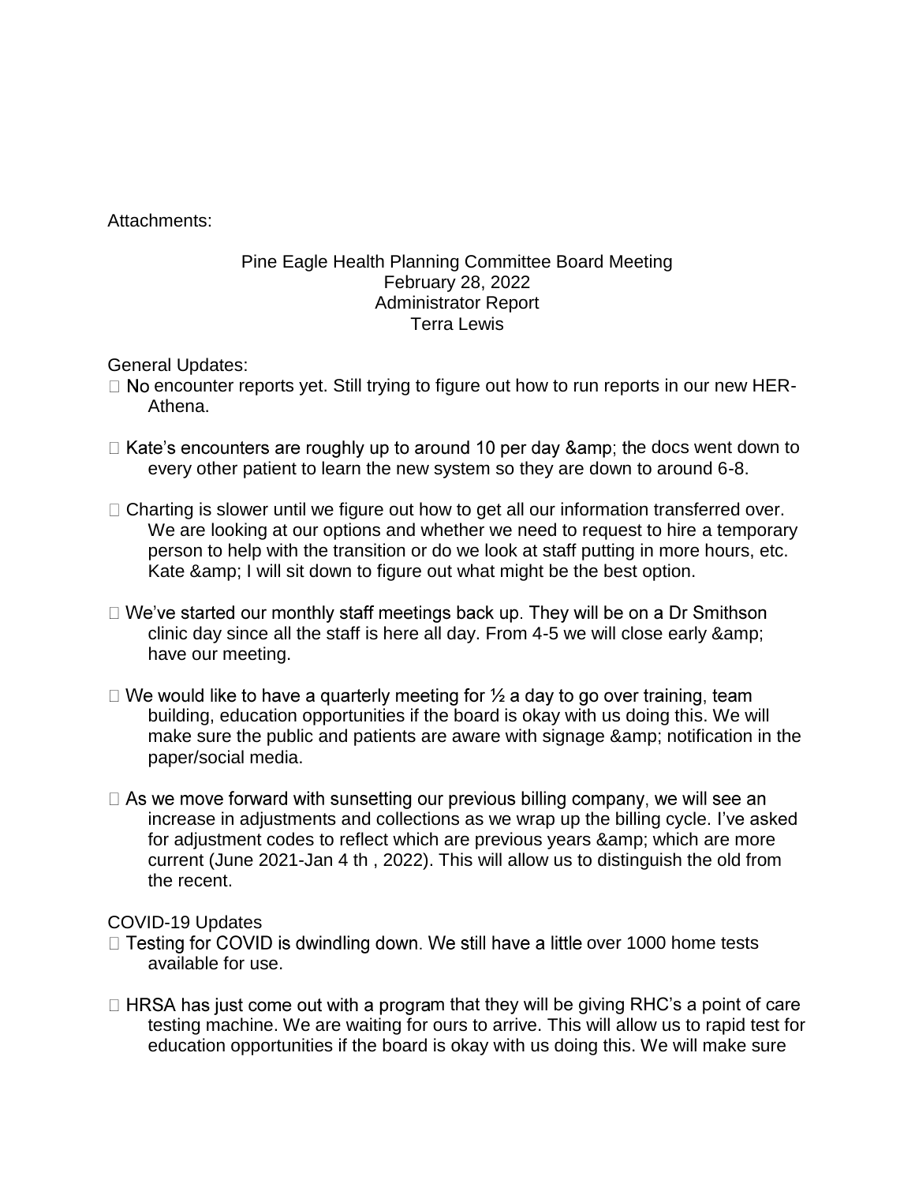Attachments:

Pine Eagle Health Planning Committee Board Meeting
February 28, 2022
Administrator Report
Terra Lewis

General Updates:

- No encounter reports yet. Still trying to figure out how to run reports in our new HER- Athena.
- Kate's encounters are roughly up to around 10 per day &amp; the docs went down to every other patient to learn the new system so they are down to around 6-8.
- Charting is slower until we figure out how to get all our information transferred over. We are looking at our options and whether we need to request to hire a temporary person to help with the transition or do we look at staff putting in more hours, etc. Kate &amp; I will sit down to figure out what might be the best option.
- We've started our monthly staff meetings back up. They will be on a Dr Smithson clinic day since all the staff is here all day. From 4-5 we will close early &amp; have our meeting.
- We would like to have a quarterly meeting for ½ a day to go over training, team building, education opportunities if the board is okay with us doing this. We will make sure the public and patients are aware with signage &amp; notification in the paper/social media.
- As we move forward with sunsetting our previous billing company, we will see an increase in adjustments and collections as we wrap up the billing cycle. I've asked for adjustment codes to reflect which are previous years &amp; which are more current (June 2021-Jan 4 th , 2022). This will allow us to distinguish the old from the recent.

COVID-19 Updates

- Testing for COVID is dwindling down. We still have a little over 1000 home tests available for use.
- HRSA has just come out with a program that they will be giving RHC's a point of care testing machine. We are waiting for ours to arrive. This will allow us to rapid test for education opportunities if the board is okay with us doing this. We will make sure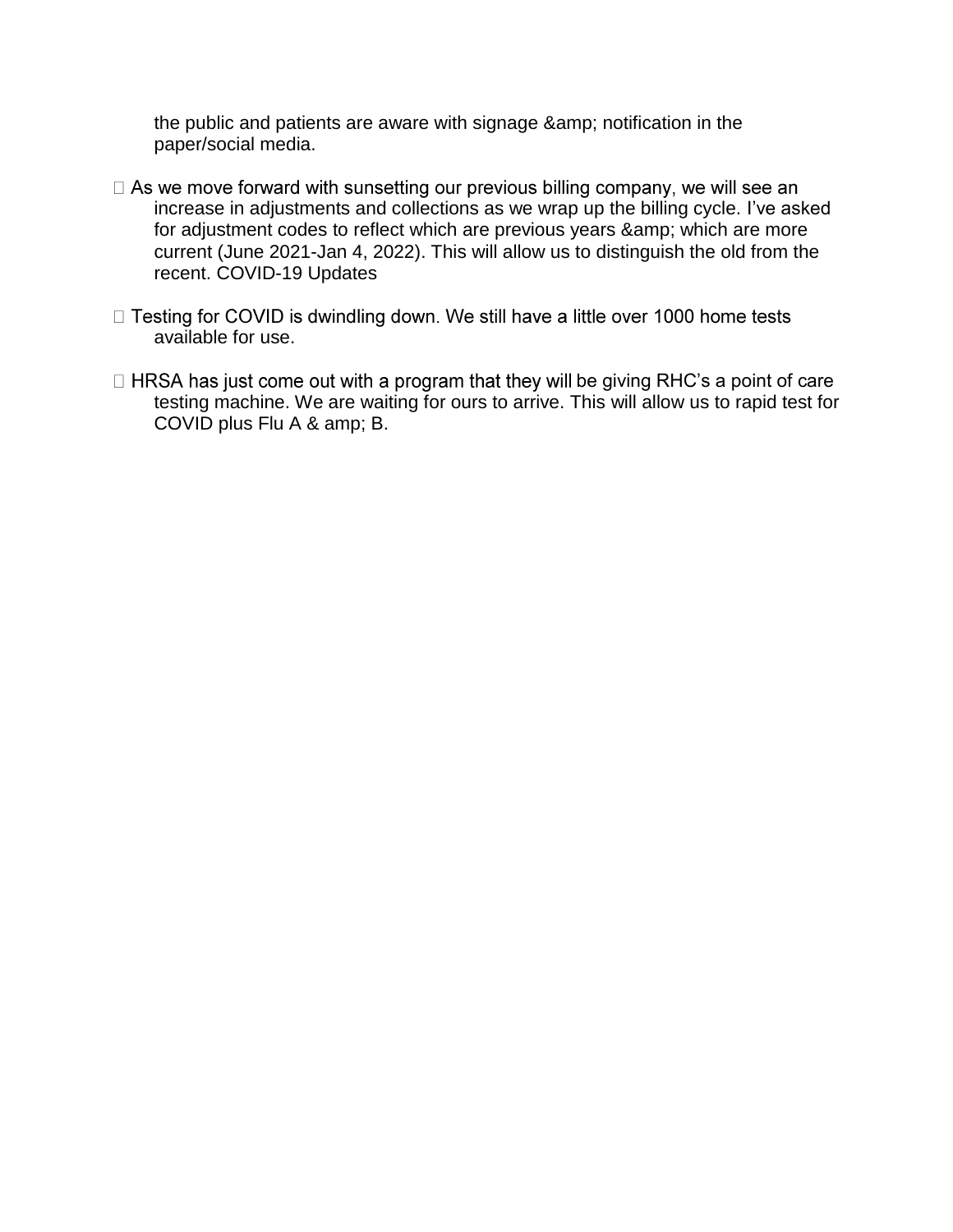the public and patients are aware with signage &amp; notification in the paper/social media.

- As we move forward with sunsetting our previous billing company, we will see an increase in adjustments and collections as we wrap up the billing cycle. I've asked for adjustment codes to reflect which are previous years &amp; which are more current (June 2021-Jan 4, 2022). This will allow us to distinguish the old from the recent. COVID-19 Updates

- Testing for COVID is dwindling down. We still have a little over 1000 home tests available for use.

- HRSA has just come out with a program that they will be giving RHC's a point of care testing machine. We are waiting for ours to arrive. This will allow us to rapid test for COVID plus Flu A & amp; B.